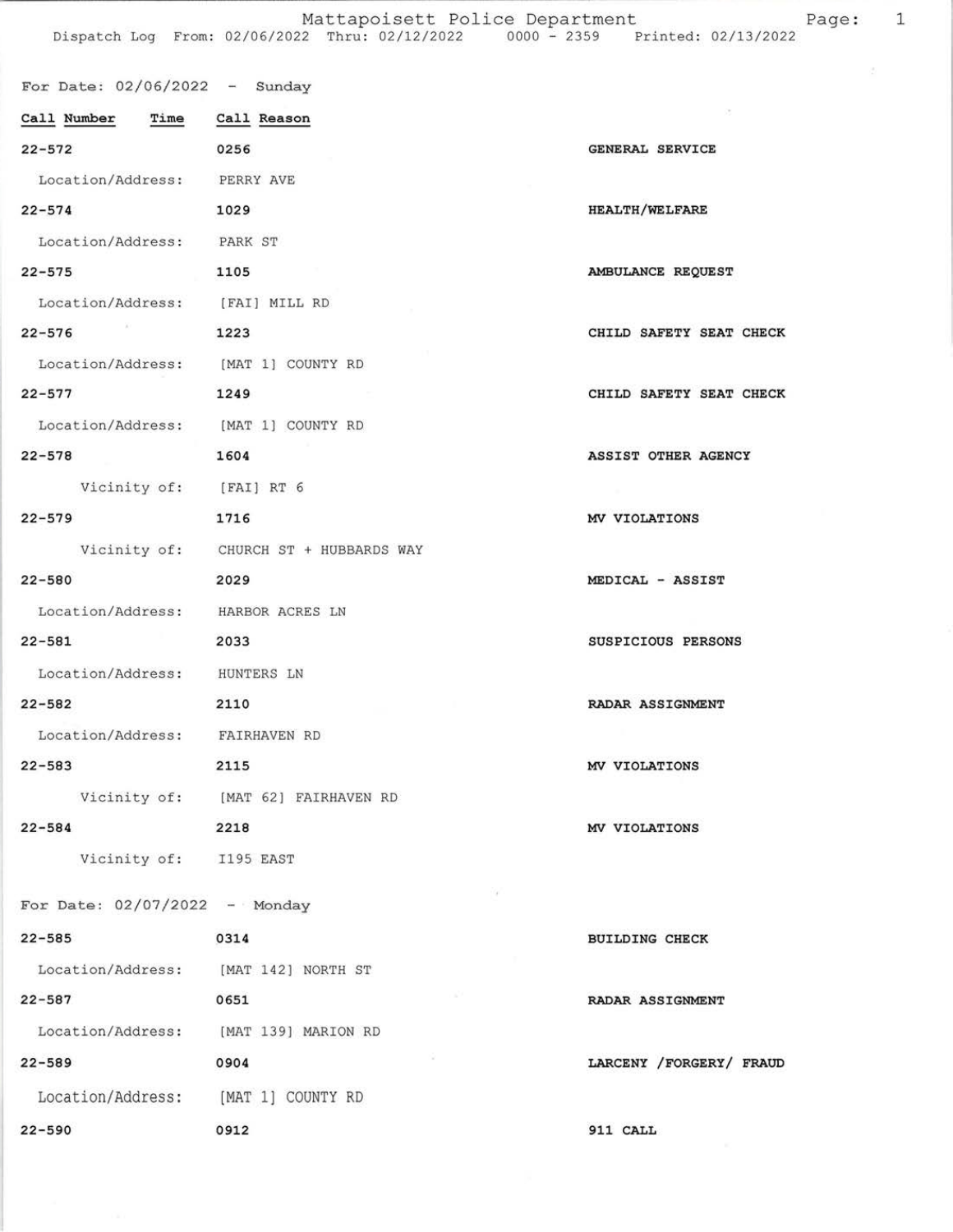Mattapoisett Police Department

Dispatch Log From: 02/06/2022 Thru: 02/12/2022 0000 - 2359 Printed: 02/13/2022

For Date: 02/06/2022 - Sunday

| Call Number | Time | Call Reason |
|---|---|---|
| 22-572 | 0256 | GENERAL SERVICE |
| Location/Address: | PERRY AVE | |
| 22-574 | 1029 | HEALTH/WELFARE |
| Location/Address: | PARK ST | |
| 22-575 | 1105 | AMBULANCE REQUEST |
| Location/Address: | [FAI] MILL RD | |
| 22-576 | 1223 | CHILD SAFETY SEAT CHECK |
| Location/Address: | [MAT 1] COUNTY RD | |
| 22-577 | 1249 | CHILD SAFETY SEAT CHECK |
| Location/Address: | [MAT 1] COUNTY RD | |
| 22-578 | 1604 | ASSIST OTHER AGENCY |
| Vicinity of: | [FAI] RT 6 | |
| 22-579 | 1716 | MV VIOLATIONS |
| Vicinity of: | CHURCH ST + HUBBARDS WAY | |
| 22-580 | 2029 | MEDICAL - ASSIST |
| Location/Address: | HARBOR ACRES LN | |
| 22-581 | 2033 | SUSPICIOUS PERSONS |
| Location/Address: | HUNTERS LN | |
| 22-582 | 2110 | RADAR ASSIGNMENT |
| Location/Address: | FAIRHAVEN RD | |
| 22-583 | 2115 | MV VIOLATIONS |
| Vicinity of: | [MAT 62] FAIRHAVEN RD | |
| 22-584 | 2218 | MV VIOLATIONS |
| Vicinity of: | I195 EAST | |

For Date: 02/07/2022 - Monday

| Call Number | Time | Call Reason |
|---|---|---|
| 22-585 | 0314 | BUILDING CHECK |
| Location/Address: | [MAT 142] NORTH ST | |
| 22-587 | 0651 | RADAR ASSIGNMENT |
| Location/Address: | [MAT 139] MARION RD | |
| 22-589 | 0904 | LARCENY /FORGERY/ FRAUD |
| Location/Address: | [MAT 1] COUNTY RD | |
| 22-590 | 0912 | 911 CALL |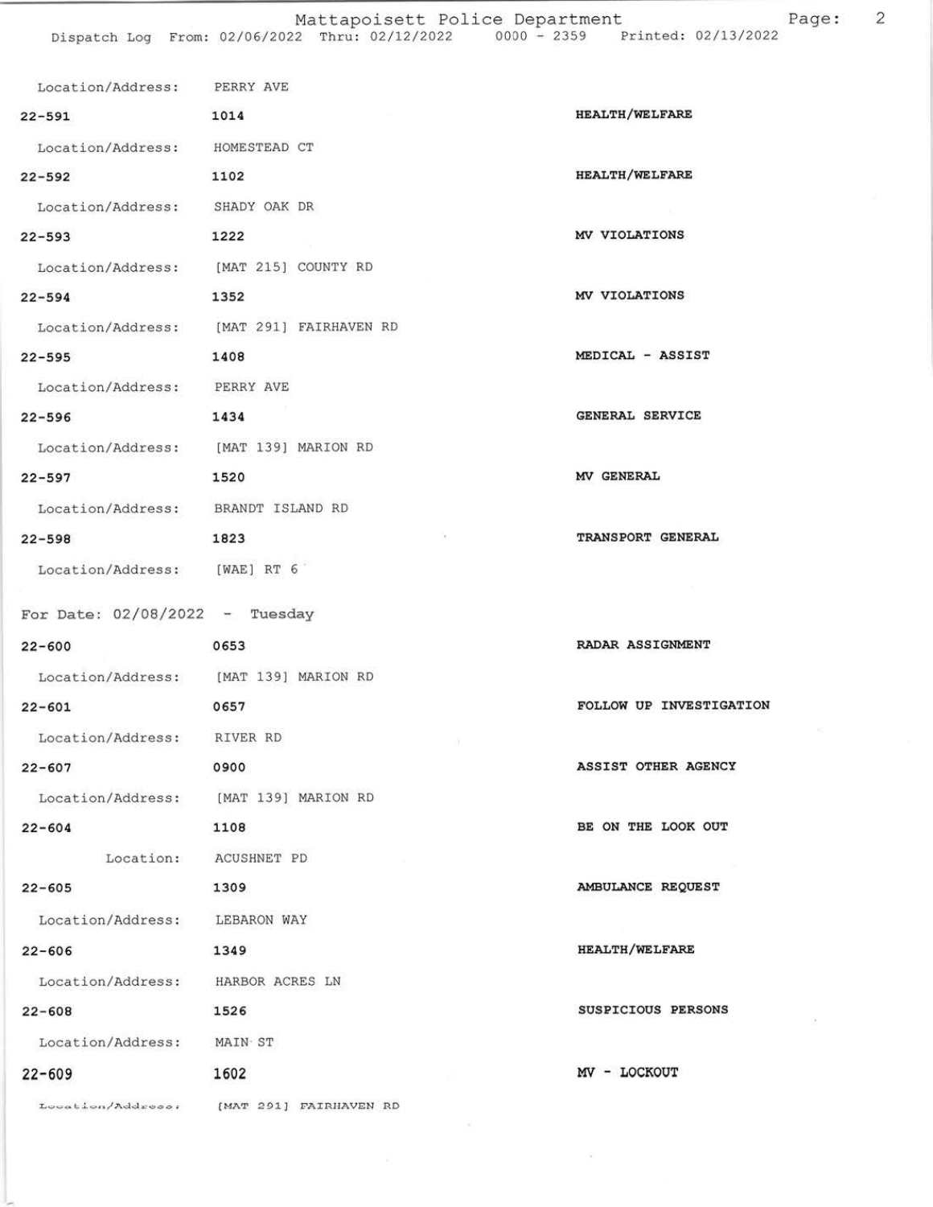Location/Address: PERRY AVE

| | | |
|---|---|---|
| 22-591 | 1014 | HEALTH/WELFARE |
| Location/Address: | HOMESTEAD CT | |
| 22-592 | 1102 | HEALTH/WELFARE |
| Location/Address: | SHADY OAK DR | |
| 22-593 | 1222 | MV VIOLATIONS |
| Location/Address: | [MAT 215] COUNTY RD | |
| 22-594 | 1352 | MV VIOLATIONS |
| Location/Address: | [MAT 291] FAIRHAVEN RD | |
| 22-595 | 1408 | MEDICAL - ASSIST |
| Location/Address: | PERRY AVE | |
| 22-596 | 1434 | GENERAL SERVICE |
| Location/Address: | [MAT 139] MARION RD | |
| 22-597 | 1520 | MV GENERAL |
| Location/Address: | BRANDT ISLAND RD | |
| 22-598 | 1823 | TRANSPORT GENERAL |
| Location/Address: | [WAE] RT 6 | |

For Date: 02/08/2022 - Tuesday

| | | |
|---|---|---|
| 22-600 | 0653 | RADAR ASSIGNMENT |
| Location/Address: | [MAT 139] MARION RD | |
| 22-601 | 0657 | FOLLOW UP INVESTIGATION |
| Location/Address: | RIVER RD | |
| 22-607 | 0900 | ASSIST OTHER AGENCY |
| Location/Address: | [MAT 139] MARION RD | |
| 22-604 | 1108 | BE ON THE LOOK OUT |
| Location: | ACUSHNET PD | |
| 22-605 | 1309 | AMBULANCE REQUEST |
| Location/Address: | LEBARON WAY | |
| 22-606 | 1349 | HEALTH/WELFARE |
| Location/Address: | HARBOR ACRES LN | |
| 22-608 | 1526 | SUSPICIOUS PERSONS |
| Location/Address: | MAIN ST | |
| 22-609 | 1602 | MV - LOCKOUT |
| Location/Address: | [MAT 291] FAIRHAVEN RD | |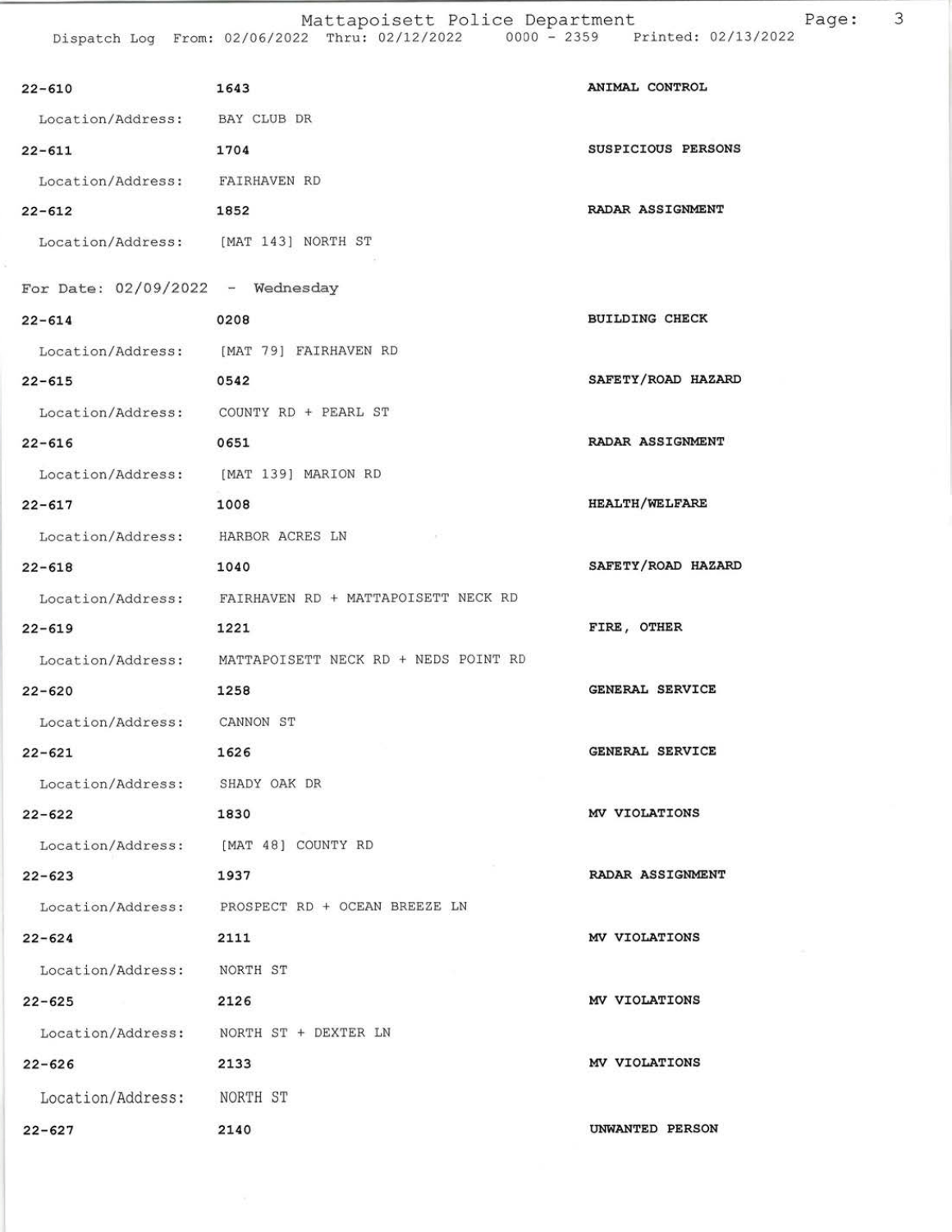| | | |
|---|---|---|
| 22-610 | 1643 | ANIMAL CONTROL |
| Location/Address: | BAY CLUB DR | |
| 22-611 | 1704 | SUSPICIOUS PERSONS |
| Location/Address: | FAIRHAVEN RD | |
| 22-612 | 1852 | RADAR ASSIGNMENT |
| Location/Address: | [MAT 143] NORTH ST | |

For Date: 02/09/2022 - Wednesday

| | | |
|---|---|---|
| 22-614 | 0208 | BUILDING CHECK |
| Location/Address: | [MAT 79] FAIRHAVEN RD | |
| 22-615 | 0542 | SAFETY/ROAD HAZARD |
| Location/Address: | COUNTY RD + PEARL ST | |
| 22-616 | 0651 | RADAR ASSIGNMENT |
| Location/Address: | [MAT 139] MARION RD | |
| 22-617 | 1008 | HEALTH/WELFARE |
| Location/Address: | HARBOR ACRES LN | |
| 22-618 | 1040 | SAFETY/ROAD HAZARD |
| Location/Address: | FAIRHAVEN RD + MATTAPOISETT NECK RD | |
| 22-619 | 1221 | FIRE, OTHER |
| Location/Address: | MATTAPOISETT NECK RD + NEDS POINT RD | |
| 22-620 | 1258 | GENERAL SERVICE |
| Location/Address: | CANNON ST | |
| 22-621 | 1626 | GENERAL SERVICE |
| Location/Address: | SHADY OAK DR | |
| 22-622 | 1830 | MV VIOLATIONS |
| Location/Address: | [MAT 48] COUNTY RD | |
| 22-623 | 1937 | RADAR ASSIGNMENT |
| Location/Address: | PROSPECT RD + OCEAN BREEZE LN | |
| 22-624 | 2111 | MV VIOLATIONS |
| Location/Address: | NORTH ST | |
| 22-625 | 2126 | MV VIOLATIONS |
| Location/Address: | NORTH ST + DEXTER LN | |
| 22-626 | 2133 | MV VIOLATIONS |
| Location/Address: | NORTH ST | |
| 22-627 | 2140 | UNWANTED PERSON |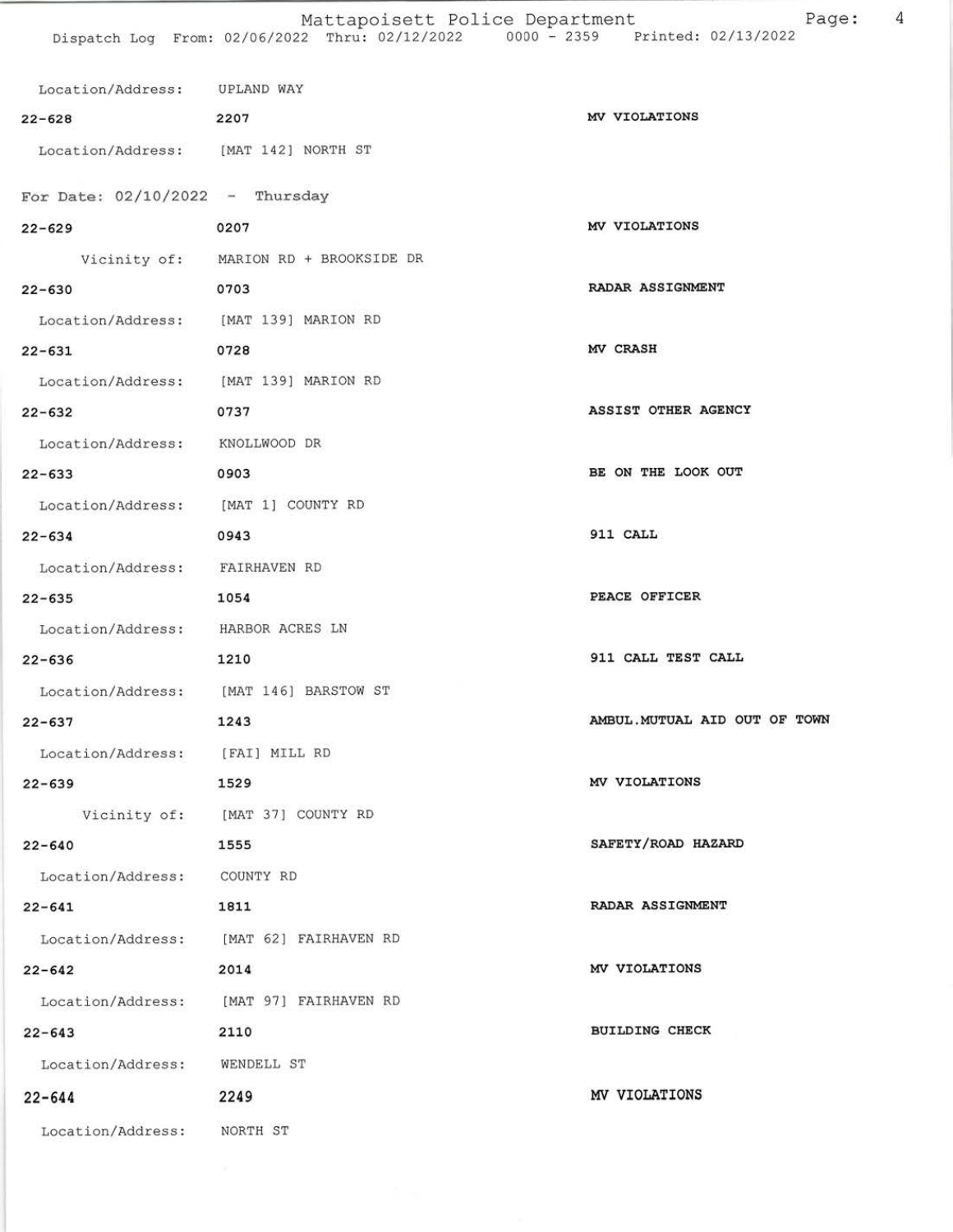Location/Address: UPLAND WAY

| | | |
|---|---|---|
| 22-628 | 2207 | MV VIOLATIONS |
| Location/Address: | [MAT 142] NORTH ST | |

For Date: 02/10/2022 - Thursday

| | | |
|---|---|---|
| 22-629 | 0207 | MV VIOLATIONS |
| Vicinity of: | MARION RD + BROOKSIDE DR | |
| 22-630 | 0703 | RADAR ASSIGNMENT |
| Location/Address: | [MAT 139] MARION RD | |
| 22-631 | 0728 | MV CRASH |
| Location/Address: | [MAT 139] MARION RD | |
| 22-632 | 0737 | ASSIST OTHER AGENCY |
| Location/Address: | KNOLLWOOD DR | |
| 22-633 | 0903 | BE ON THE LOOK OUT |
| Location/Address: | [MAT 1] COUNTY RD | |
| 22-634 | 0943 | 911 CALL |
| Location/Address: | FAIRHAVEN RD | |
| 22-635 | 1054 | PEACE OFFICER |
| Location/Address: | HARBOR ACRES LN | |
| 22-636 | 1210 | 911 CALL TEST CALL |
| Location/Address: | [MAT 146] BARSTOW ST | |
| 22-637 | 1243 | AMBUL.MUTUAL AID OUT OF TOWN |
| Location/Address: | [FAI] MILL RD | |
| 22-639 | 1529 | MV VIOLATIONS |
| Vicinity of: | [MAT 37] COUNTY RD | |
| 22-640 | 1555 | SAFETY/ROAD HAZARD |
| Location/Address: | COUNTY RD | |
| 22-641 | 1811 | RADAR ASSIGNMENT |
| Location/Address: | [MAT 62] FAIRHAVEN RD | |
| 22-642 | 2014 | MV VIOLATIONS |
| Location/Address: | [MAT 97] FAIRHAVEN RD | |
| 22-643 | 2110 | BUILDING CHECK |
| Location/Address: | WENDELL ST | |
| 22-644 | 2249 | MV VIOLATIONS |
| Location/Address: | NORTH ST | |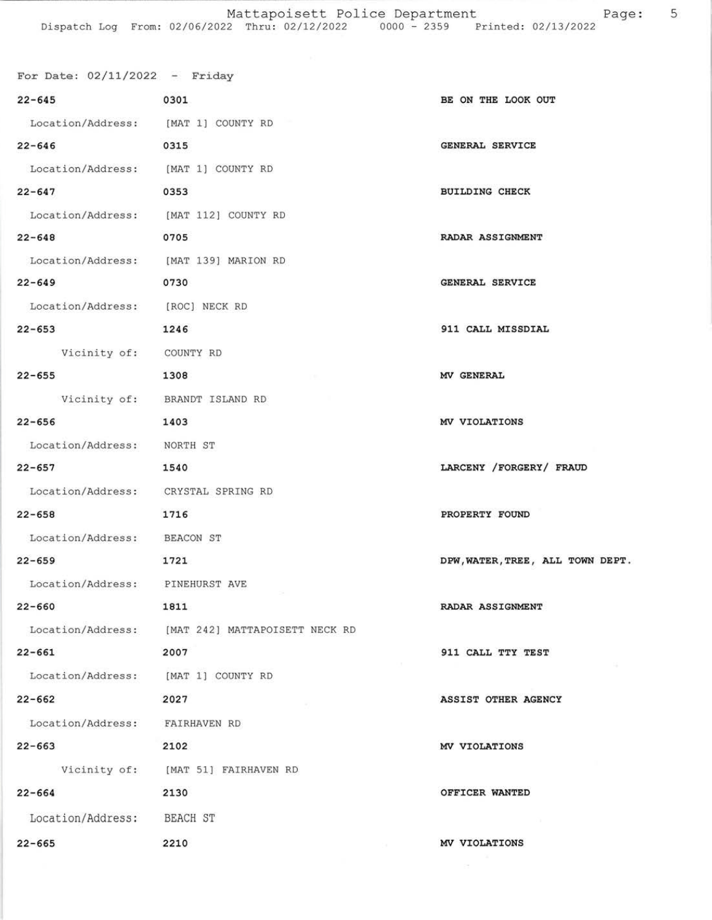For Date: 02/11/2022 - Friday

| Call Number | Time | Call Reason |
|---|---|---|
| 22-645 | 0301 | BE ON THE LOOK OUT |
| Location/Address: | [MAT 1] COUNTY RD | |
| 22-646 | 0315 | GENERAL SERVICE |
| Location/Address: | [MAT 1] COUNTY RD | |
| 22-647 | 0353 | BUILDING CHECK |
| Location/Address: | [MAT 112] COUNTY RD | |
| 22-648 | 0705 | RADAR ASSIGNMENT |
| Location/Address: | [MAT 139] MARION RD | |
| 22-649 | 0730 | GENERAL SERVICE |
| Location/Address: | [ROC] NECK RD | |
| 22-653 | 1246 | 911 CALL MISSDIAL |
| Vicinity of: | COUNTY RD | |
| 22-655 | 1308 | MV GENERAL |
| Vicinity of: | BRANDT ISLAND RD | |
| 22-656 | 1403 | MV VIOLATIONS |
| Location/Address: | NORTH ST | |
| 22-657 | 1540 | LARCENY /FORGERY/ FRAUD |
| Location/Address: | CRYSTAL SPRING RD | |
| 22-658 | 1716 | PROPERTY FOUND |
| Location/Address: | BEACON ST | |
| 22-659 | 1721 | DPW,WATER,TREE, ALL TOWN DEPT. |
| Location/Address: | PINEHURST AVE | |
| 22-660 | 1811 | RADAR ASSIGNMENT |
| Location/Address: | [MAT 242] MATTAPOISETT NECK RD | |
| 22-661 | 2007 | 911 CALL TTY TEST |
| Location/Address: | [MAT 1] COUNTY RD | |
| 22-662 | 2027 | ASSIST OTHER AGENCY |
| Location/Address: | FAIRHAVEN RD | |
| 22-663 | 2102 | MV VIOLATIONS |
| Vicinity of: | [MAT 51] FAIRHAVEN RD | |
| 22-664 | 2130 | OFFICER WANTED |
| Location/Address: | BEACH ST | |
| 22-665 | 2210 | MV VIOLATIONS |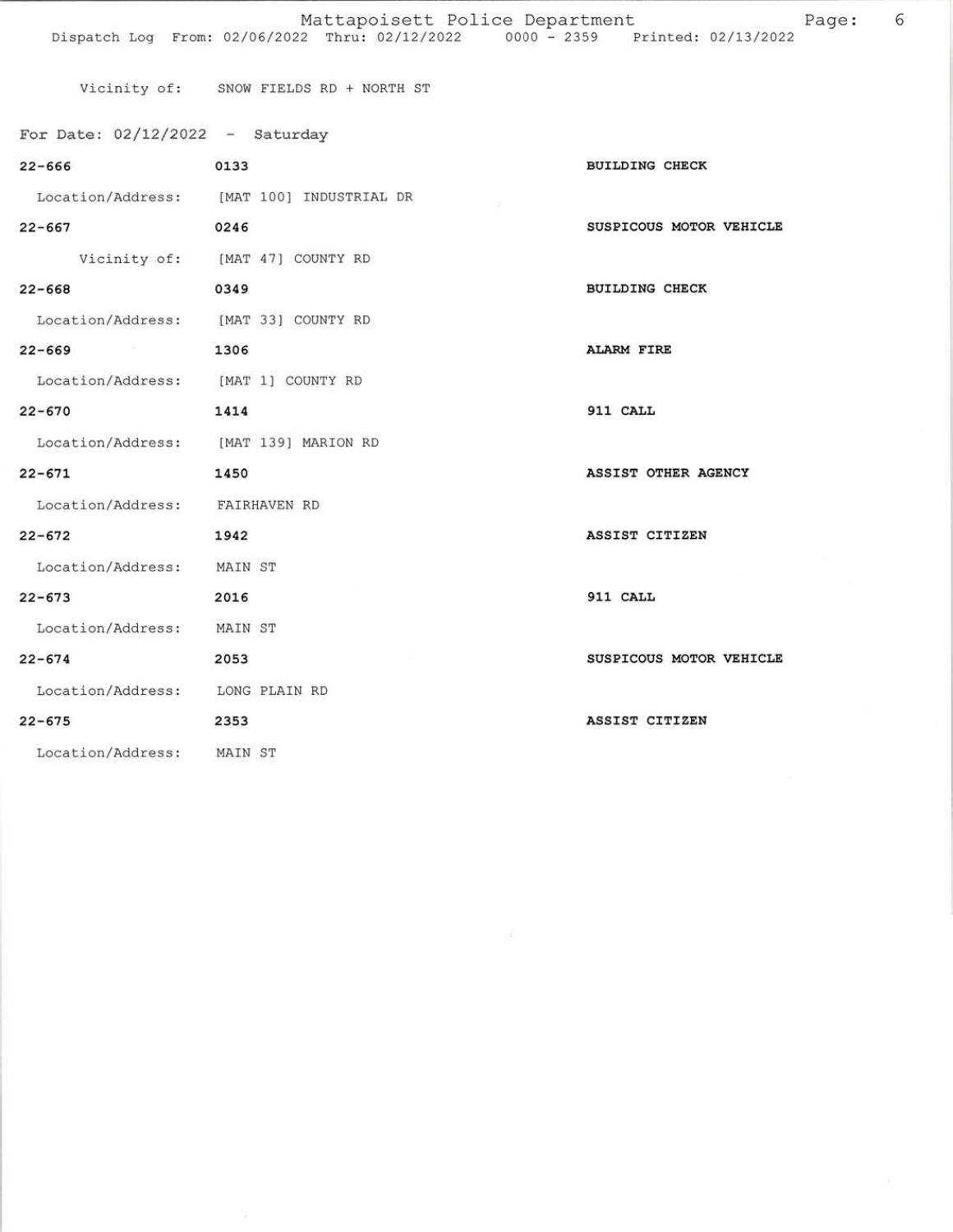Vicinity of: SNOW FIELDS RD + NORTH ST

For Date: 02/12/2022 - Saturday

22-666 0133 **BUILDING CHECK**

Location/Address: [MAT 100] INDUSTRIAL DR

22-667 0246 **SUSPICOUS MOTOR VEHICLE**

Vicinity of: [MAT 47] COUNTY RD

22-668 0349 **BUILDING CHECK**

Location/Address: [MAT 33] COUNTY RD

22-669 1306 **ALARM FIRE**

Location/Address: [MAT 1] COUNTY RD

22-670 1414 **911 CALL**

Location/Address: [MAT 139] MARION RD

22-671 1450 **ASSIST OTHER AGENCY**

Location/Address: FAIRHAVEN RD

22-672 1942 **ASSIST CITIZEN**

Location/Address: MAIN ST

22-673 2016 **911 CALL**

Location/Address: MAIN ST

22-674 2053 **SUSPICOUS MOTOR VEHICLE**

Location/Address: LONG PLAIN RD

22-675 2353 **ASSIST CITIZEN**

Location/Address: MAIN ST